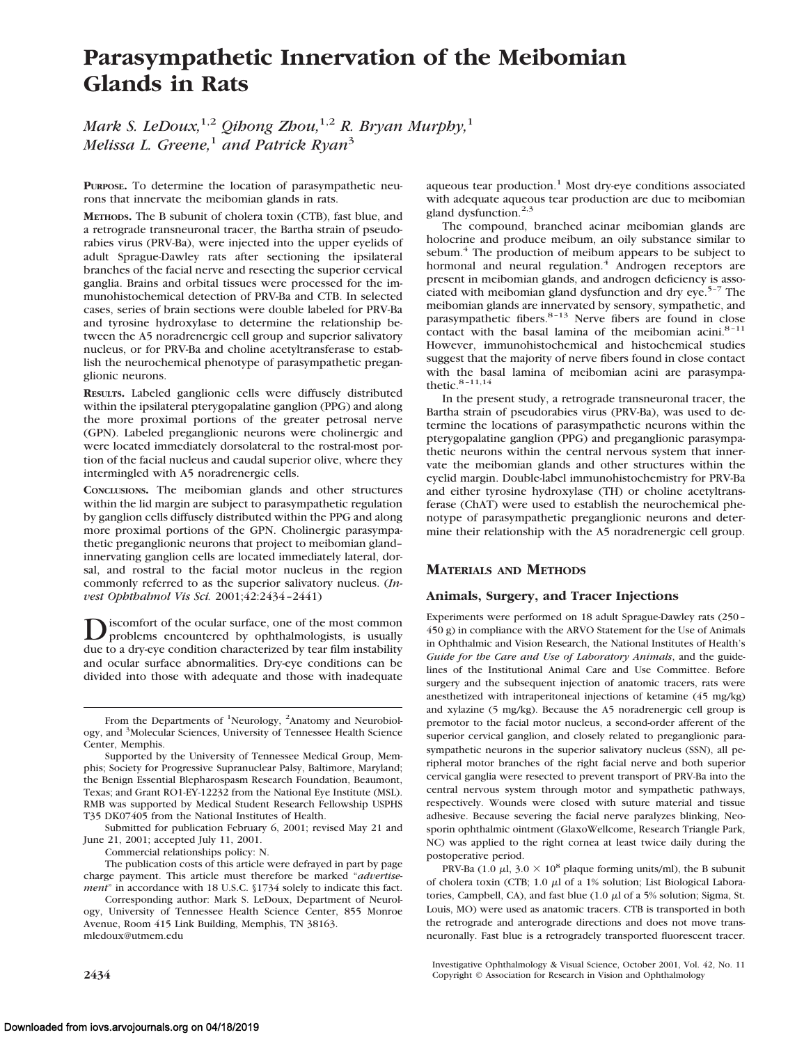# Parasympathetic Innervation of the Meibomian Glands in Rats

*Mark S. LeDoux,[1,2] Qihong Zhou,[1,2] R. Bryan Murphy,[1] Melissa L. Greene,[1] and Patrick Ryan[3]*

**PURPOSE.** To determine the location of parasympathetic neurons that innervate the meibomian glands in rats.

**METHODS.** The B subunit of cholera toxin (CTB), fast blue, and a retrograde transneuronal tracer, the Bartha strain of pseudorabies virus (PRV-Ba), were injected into the upper eyelids of adult Sprague-Dawley rats after sectioning the ipsilateral branches of the facial nerve and resecting the superior cervical ganglia. Brains and orbital tissues were processed for the immunohistochemical detection of PRV-Ba and CTB. In selected cases, series of brain sections were double labeled for PRV-Ba and tyrosine hydroxylase to determine the relationship between the A5 noradrenergic cell group and superior salivatory nucleus, or for PRV-Ba and choline acetyltransferase to establish the neurochemical phenotype of parasympathetic preganglionic neurons.

**RESULTS.** Labeled ganglionic cells were diffusely distributed within the ipsilateral pterygopalatine ganglion (PPG) and along the more proximal portions of the greater petrosal nerve (GPN). Labeled preganglionic neurons were cholinergic and were located immediately dorsolateral to the rostral-most portion of the facial nucleus and caudal superior olive, where they intermingled with A5 noradrenergic cells.

**CONCLUSIONS.** The meibomian glands and other structures within the lid margin are subject to parasympathetic regulation by ganglion cells diffusely distributed within the PPG and along more proximal portions of the GPN. Cholinergic parasympathetic preganglionic neurons that project to meibomian gland–innervating ganglion cells are located immediately lateral, dorsal, and rostral to the facial motor nucleus in the region commonly referred to as the superior salivatory nucleus. (*Invest Ophthalmol Vis Sci.* 2001;42:2434–2441)

Discomfort of the ocular surface, one of the most common problems encountered by ophthalmologists, is usually due to a dry-eye condition characterized by tear film instability and ocular surface abnormalities. Dry-eye conditions can be divided into those with adequate and those with inadequate aqueous tear production.[1] Most dry-eye conditions associated with adequate aqueous tear production are due to meibomian gland dysfunction.[2,3]

The compound, branched acinar meibomian glands are holocrine and produce meibum, an oily substance similar to sebum.[4] The production of meibum appears to be subject to hormonal and neural regulation.[4] Androgen receptors are present in meibomian glands, and androgen deficiency is associated with meibomian gland dysfunction and dry eye.[5–7] The meibomian glands are innervated by sensory, sympathetic, and parasympathetic fibers.[8–13] Nerve fibers are found in close contact with the basal lamina of the meibomian acini.[8–11] However, immunohistochemical and histochemical studies suggest that the majority of nerve fibers found in close contact with the basal lamina of meibomian acini are parasympathetic.[8–11,14]

In the present study, a retrograde transneuronal tracer, the Bartha strain of pseudorabies virus (PRV-Ba), was used to determine the locations of parasympathetic neurons within the pterygopalatine ganglion (PPG) and preganglionic parasympathetic neurons within the central nervous system that innervate the meibomian glands and other structures within the eyelid margin. Double-label immunohistochemistry for PRV-Ba and either tyrosine hydroxylase (TH) or choline acetyltransferase (ChAT) were used to establish the neurochemical phenotype of parasympathetic preganglionic neurons and determine their relationship with the A5 noradrenergic cell group.

## MATERIALS AND METHODS

### Animals, Surgery, and Tracer Injections

Experiments were performed on 18 adult Sprague-Dawley rats (250–450 g) in compliance with the ARVO Statement for the Use of Animals in Ophthalmic and Vision Research, the National Institutes of Health's *Guide for the Care and Use of Laboratory Animals*, and the guidelines of the Institutional Animal Care and Use Committee. Before surgery and the subsequent injection of anatomic tracers, rats were anesthetized with intraperitoneal injections of ketamine (45 mg/kg) and xylazine (5 mg/kg). Because the A5 noradrenergic cell group is premotor to the facial motor nucleus, a second-order afferent of the superior cervical ganglion, and closely related to preganglionic parasympathetic neurons in the superior salivatory nucleus (SSN), all peripheral motor branches of the right facial nerve and both superior cervical ganglia were resected to prevent transport of PRV-Ba into the central nervous system through motor and sympathetic pathways, respectively. Wounds were closed with suture material and tissue adhesive. Because severing the facial nerve paralyzes blinking, Neosporin ophthalmic ointment (GlaxoWellcome, Research Triangle Park, NC) was applied to the right cornea at least twice daily during the postoperative period.

PRV-Ba (1.0 μl, $3.0 \times 10^8$ plaque forming units/ml), the B subunit of cholera toxin (CTB; 1.0 μl of a 1% solution; List Biological Laboratories, Campbell, CA), and fast blue (1.0 μl of a 5% solution; Sigma, St. Louis, MO) were used as anatomic tracers. CTB is transported in both the retrograde and anterograde directions and does not move transneuronally. Fast blue is a retrogradely transported fluorescent tracer.

From the Departments of [1]Neurology, [2]Anatomy and Neurobiology, and [3]Molecular Sciences, University of Tennessee Health Science Center, Memphis.

Supported by the University of Tennessee Medical Group, Memphis; Society for Progressive Supranuclear Palsy, Baltimore, Maryland; the Benign Essential Blepharospasm Research Foundation, Beaumont, Texas; and Grant RO1-EY-12232 from the National Eye Institute (MSL). RMB was supported by Medical Student Research Fellowship USPHS T35 DK07405 from the National Institutes of Health.

Submitted for publication February 6, 2001; revised May 21 and June 21, 2001; accepted July 11, 2001.

Commercial relationships policy: N.

The publication costs of this article were defrayed in part by page charge payment. This article must therefore be marked "*advertisement*" in accordance with 18 U.S.C. §1734 solely to indicate this fact.

Corresponding author: Mark S. LeDoux, Department of Neurology, University of Tennessee Health Science Center, 855 Monroe Avenue, Room 415 Link Building, Memphis, TN 38163. mledoux@utmem.edu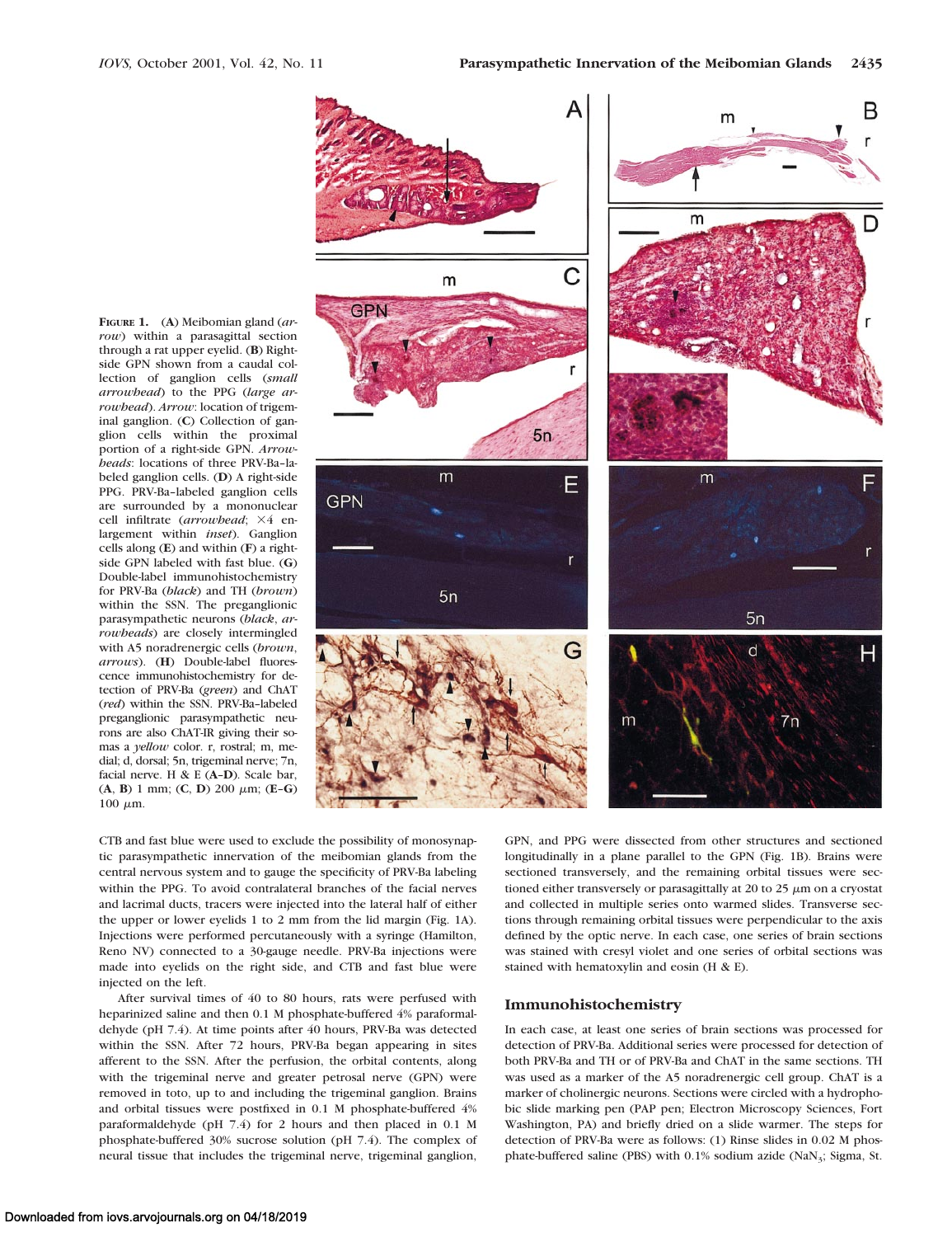**Figure 1.** (**A**) Meibomian gland (*arrow*) within a parasagittal section through a rat upper eyelid. (**B**) Right-side GPN shown from a caudal collection of ganglion cells (*small arrowhead*) to the PPG (*large arrowhead*). *Arrow*: location of trigeminal ganglion. (**C**) Collection of ganglion cells within the proximal portion of a right-side GPN. *Arrowheads*: locations of three PRV-Ba–labeled ganglion cells. (**D**) A right-side PPG. PRV-Ba–labeled ganglion cells are surrounded by a mononuclear cell infiltrate (*arrowhead*; ×4 enlargement within *inset*). Ganglion cells along (**E**) and within (**F**) a right-side GPN labeled with fast blue. (**G**) Double-label immunohistochemistry for PRV-Ba (*black*) and TH (*brown*) within the SSN. The preganglionic parasympathetic neurons (*black*, *arrowheads*) are closely intermingled with A5 noradrenergic cells (*brown*, *arrows*). (**H**) Double-label fluorescence immunohistochemistry for detection of PRV-Ba (*green*) and ChAT (*red*) within the SSN. PRV-Ba–labeled preganglionic parasympathetic neurons are also ChAT-IR giving their somas a *yellow* color. r, rostral; m, medial; d, dorsal; 5n, trigeminal nerve; 7n, facial nerve. H & E (**A–D**). Scale bar, (**A**, **B**) 1 mm; (**C**, **D**) 200 μm; (**E–G**) 100 μm.

CTB and fast blue were used to exclude the possibility of monosynaptic parasympathetic innervation of the meibomian glands from the central nervous system and to gauge the specificity of PRV-Ba labeling within the PPG. To avoid contralateral branches of the facial nerves and lacrimal ducts, tracers were injected into the lateral half of either the upper or lower eyelids 1 to 2 mm from the lid margin (Fig. 1A). Injections were performed percutaneously with a syringe (Hamilton, Reno NV) connected to a 30-gauge needle. PRV-Ba injections were made into eyelids on the right side, and CTB and fast blue were injected on the left.

After survival times of 40 to 80 hours, rats were perfused with heparinized saline and then 0.1 M phosphate-buffered 4% paraformaldehyde (pH 7.4). At time points after 40 hours, PRV-Ba was detected within the SSN. After 72 hours, PRV-Ba began appearing in sites afferent to the SSN. After the perfusion, the orbital contents, along with the trigeminal nerve and greater petrosal nerve (GPN) were removed in toto, up to and including the trigeminal ganglion. Brains and orbital tissues were postfixed in 0.1 M phosphate-buffered 4% paraformaldehyde (pH 7.4) for 2 hours and then placed in 0.1 M phosphate-buffered 30% sucrose solution (pH 7.4). The complex of neural tissue that includes the trigeminal nerve, trigeminal ganglion, GPN, and PPG were dissected from other structures and sectioned longitudinally in a plane parallel to the GPN (Fig. 1B). Brains were sectioned transversely, and the remaining orbital tissues were sectioned either transversely or parasagittally at 20 to 25 μm on a cryostat and collected in multiple series onto warmed slides. Transverse sections through remaining orbital tissues were perpendicular to the axis defined by the optic nerve. In each case, one series of brain sections was stained with cresyl violet and one series of orbital sections was stained with hematoxylin and eosin (H & E).

## Immunohistochemistry

In each case, at least one series of brain sections was processed for detection of PRV-Ba. Additional series were processed for detection of both PRV-Ba and TH or of PRV-Ba and ChAT in the same sections. TH was used as a marker of the A5 noradrenergic cell group. ChAT is a marker of cholinergic neurons. Sections were circled with a hydrophobic slide marking pen (PAP pen; Electron Microscopy Sciences, Fort Washington, PA) and briefly dried on a slide warmer. The steps for detection of PRV-Ba were as follows: (1) Rinse slides in 0.02 M phosphate-buffered saline (PBS) with 0.1% sodium azide ($NaN_3$; Sigma, St.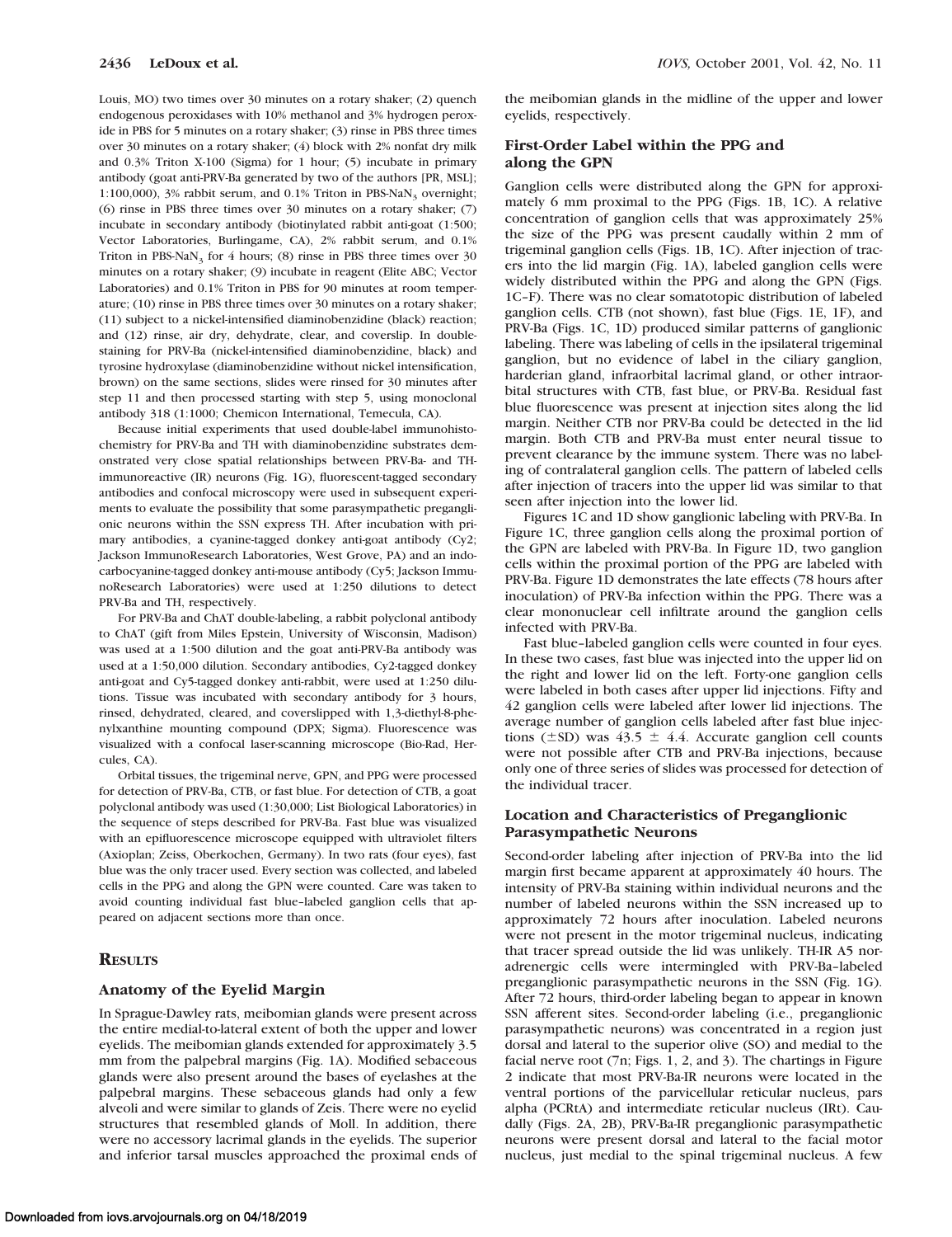Louis, MO) two times over 30 minutes on a rotary shaker; (2) quench endogenous peroxidases with 10% methanol and 3% hydrogen peroxide in PBS for 5 minutes on a rotary shaker; (3) rinse in PBS three times over 30 minutes on a rotary shaker; (4) block with 2% nonfat dry milk and 0.3% Triton X-100 (Sigma) for 1 hour; (5) incubate in primary antibody (goat anti-PRV-Ba generated by two of the authors [PR, MSL]; 1:100,000), 3% rabbit serum, and 0.1% Triton in PBS-$NaN_3$ overnight; (6) rinse in PBS three times over 30 minutes on a rotary shaker; (7) incubate in secondary antibody (biotinylated rabbit anti-goat (1:500; Vector Laboratories, Burlingame, CA), 2% rabbit serum, and 0.1% Triton in PBS-$NaN_3$ for 4 hours; (8) rinse in PBS three times over 30 minutes on a rotary shaker; (9) incubate in reagent (Elite ABC; Vector Laboratories) and 0.1% Triton in PBS for 90 minutes at room temperature; (10) rinse in PBS three times over 30 minutes on a rotary shaker; (11) subject to a nickel-intensified diaminobenzidine (black) reaction; and (12) rinse, air dry, dehydrate, clear, and coverslip. In double-staining for PRV-Ba (nickel-intensified diaminobenzidine, black) and tyrosine hydroxylase (diaminobenzidine without nickel intensification, brown) on the same sections, slides were rinsed for 30 minutes after step 11 and then processed starting with step 5, using monoclonal antibody 318 (1:1000; Chemicon International, Temecula, CA).

Because initial experiments that used double-label immunohistochemistry for PRV-Ba and TH with diaminobenzidine substrates demonstrated very close spatial relationships between PRV-Ba- and TH-immunoreactive (IR) neurons (Fig. 1G), fluorescent-tagged secondary antibodies and confocal microscopy were used in subsequent experiments to evaluate the possibility that some parasympathetic preganglionic neurons within the SSN express TH. After incubation with primary antibodies, a cyanine-tagged donkey anti-goat antibody (Cy2; Jackson ImmunoResearch Laboratories, West Grove, PA) and an indocarbocyanine-tagged donkey anti-mouse antibody (Cy5; Jackson ImmunoResearch Laboratories) were used at 1:250 dilutions to detect PRV-Ba and TH, respectively.

For PRV-Ba and ChAT double-labeling, a rabbit polyclonal antibody to ChAT (gift from Miles Epstein, University of Wisconsin, Madison) was used at a 1:500 dilution and the goat anti-PRV-Ba antibody was used at a 1:50,000 dilution. Secondary antibodies, Cy2-tagged donkey anti-goat and Cy5-tagged donkey anti-rabbit, were used at 1:250 dilutions. Tissue was incubated with secondary antibody for 3 hours, rinsed, dehydrated, cleared, and coverslipped with 1,3-diethyl-8-phenylxanthine mounting compound (DPX; Sigma). Fluorescence was visualized with a confocal laser-scanning microscope (Bio-Rad, Hercules, CA).

Orbital tissues, the trigeminal nerve, GPN, and PPG were processed for detection of PRV-Ba, CTB, or fast blue. For detection of CTB, a goat polyclonal antibody was used (1:30,000; List Biological Laboratories) in the sequence of steps described for PRV-Ba. Fast blue was visualized with an epifluorescence microscope equipped with ultraviolet filters (Axioplan; Zeiss, Oberkochen, Germany). In two rats (four eyes), fast blue was the only tracer used. Every section was collected, and labeled cells in the PPG and along the GPN were counted. Care was taken to avoid counting individual fast blue–labeled ganglion cells that appeared on adjacent sections more than once.

## RESULTS

### Anatomy of the Eyelid Margin

In Sprague-Dawley rats, meibomian glands were present across the entire medial-to-lateral extent of both the upper and lower eyelids. The meibomian glands extended for approximately 3.5 mm from the palpebral margins (Fig. 1A). Modified sebaceous glands were also present around the bases of eyelashes at the palpebral margins. These sebaceous glands had only a few alveoli and were similar to glands of Zeis. There were no eyelid structures that resembled glands of Moll. In addition, there were no accessory lacrimal glands in the eyelids. The superior and inferior tarsal muscles approached the proximal ends of the meibomian glands in the midline of the upper and lower eyelids, respectively.

### First-Order Label within the PPG and along the GPN

Ganglion cells were distributed along the GPN for approximately 6 mm proximal to the PPG (Figs. 1B, 1C). A relative concentration of ganglion cells that was approximately 25% the size of the PPG was present caudally within 2 mm of trigeminal ganglion cells (Figs. 1B, 1C). After injection of tracers into the lid margin (Fig. 1A), labeled ganglion cells were widely distributed within the PPG and along the GPN (Figs. 1C–F). There was no clear somatotopic distribution of labeled ganglion cells. CTB (not shown), fast blue (Figs. 1E, 1F), and PRV-Ba (Figs. 1C, 1D) produced similar patterns of ganglionic labeling. There was labeling of cells in the ipsilateral trigeminal ganglion, but no evidence of label in the ciliary ganglion, harderian gland, infraorbital lacrimal gland, or other intraorbital structures with CTB, fast blue, or PRV-Ba. Residual fast blue fluorescence was present at injection sites along the lid margin. Neither CTB nor PRV-Ba could be detected in the lid margin. Both CTB and PRV-Ba must enter neural tissue to prevent clearance by the immune system. There was no labeling of contralateral ganglion cells. The pattern of labeled cells after injection of tracers into the upper lid was similar to that seen after injection into the lower lid.

Figures 1C and 1D show ganglionic labeling with PRV-Ba. In Figure 1C, three ganglion cells along the proximal portion of the GPN are labeled with PRV-Ba. In Figure 1D, two ganglion cells within the proximal portion of the PPG are labeled with PRV-Ba. Figure 1D demonstrates the late effects (78 hours after inoculation) of PRV-Ba infection within the PPG. There was a clear mononuclear cell infiltrate around the ganglion cells infected with PRV-Ba.

Fast blue–labeled ganglion cells were counted in four eyes. In these two cases, fast blue was injected into the upper lid on the right and lower lid on the left. Forty-one ganglion cells were labeled in both cases after upper lid injections. Fifty and 42 ganglion cells were labeled after lower lid injections. The average number of ganglion cells labeled after fast blue injections ($\pm$SD) was $43.5 \pm 4.4$. Accurate ganglion cell counts were not possible after CTB and PRV-Ba injections, because only one of three series of slides was processed for detection of the individual tracer.

### Location and Characteristics of Preganglionic Parasympathetic Neurons

Second-order labeling after injection of PRV-Ba into the lid margin first became apparent at approximately 40 hours. The intensity of PRV-Ba staining within individual neurons and the number of labeled neurons within the SSN increased up to approximately 72 hours after inoculation. Labeled neurons were not present in the motor trigeminal nucleus, indicating that tracer spread outside the lid was unlikely. TH-IR A5 noradrenergic cells were intermingled with PRV-Ba–labeled preganglionic parasympathetic neurons in the SSN (Fig. 1G). After 72 hours, third-order labeling began to appear in known SSN afferent sites. Second-order labeling (i.e., preganglionic parasympathetic neurons) was concentrated in a region just dorsal and lateral to the superior olive (SO) and medial to the facial nerve root (7n; Figs. 1, 2, and 3). The chartings in Figure 2 indicate that most PRV-Ba-IR neurons were located in the ventral portions of the parvicellular reticular nucleus, pars alpha (PCRtA) and intermediate reticular nucleus (IRt). Caudally (Figs. 2A, 2B), PRV-Ba-IR preganglionic parasympathetic neurons were present dorsal and lateral to the facial motor nucleus, just medial to the spinal trigeminal nucleus. A few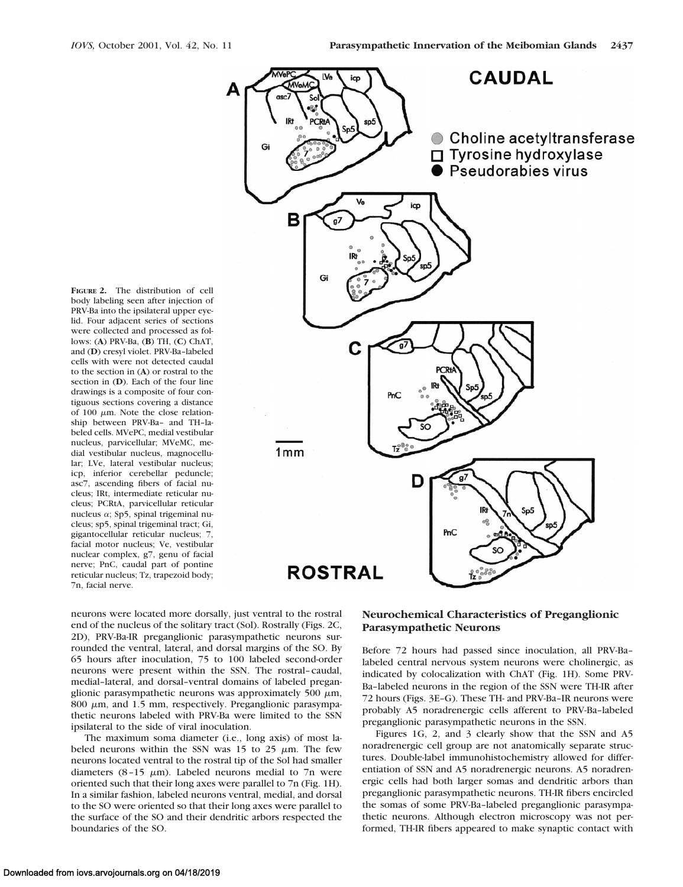**FIGURE 2.** The distribution of cell body labeling seen after injection of PRV-Ba into the ipsilateral upper eyelid. Four adjacent series of sections were collected and processed as follows: (**A**) PRV-Ba, (**B**) TH, (**C**) ChAT, and (**D**) cresyl violet. PRV-Ba–labeled cells with were not detected caudal to the section in (**A**) or rostral to the section in (**D**). Each of the four line drawings is a composite of four contiguous sections covering a distance of 100 $\mu$m. Note the close relationship between PRV-Ba– and TH–labeled cells. MVePC, medial vestibular nucleus, parvicellular; MVeMC, medial vestibular nucleus, magnocellular; LVe, lateral vestibular nucleus; icp, inferior cerebellar peduncle; asc7, ascending fibers of facial nucleus; IRt, intermediate reticular nucleus; PCRtA, parvicellular reticular nucleus $\alpha$; Sp5, spinal trigeminal nucleus; sp5, spinal trigeminal tract; Gi, gigantocellular reticular nucleus; 7, facial motor nucleus; Ve, vestibular nuclear complex, g7, genu of facial nerve; PnC, caudal part of pontine reticular nucleus; Tz, trapezoid body; 7n, facial nerve.

neurons were located more dorsally, just ventral to the rostral end of the nucleus of the solitary tract (Sol). Rostrally (Figs. 2C, 2D), PRV-Ba-IR preganglionic parasympathetic neurons surrounded the ventral, lateral, and dorsal margins of the SO. By 65 hours after inoculation, 75 to 100 labeled second-order neurons were present within the SSN. The rostral–caudal, medial–lateral, and dorsal–ventral domains of labeled preganglionic parasympathetic neurons was approximately 500 $\mu$m, 800 $\mu$m, and 1.5 mm, respectively. Preganglionic parasympathetic neurons labeled with PRV-Ba were limited to the SSN ipsilateral to the side of viral inoculation.

The maximum soma diameter (i.e., long axis) of most labeled neurons within the SSN was 15 to 25 $\mu$m. The few neurons located ventral to the rostral tip of the Sol had smaller diameters (8–15 $\mu$m). Labeled neurons medial to 7n were oriented such that their long axes were parallel to 7n (Fig. 1H). In a similar fashion, labeled neurons ventral, medial, and dorsal to the SO were oriented so that their long axes were parallel to the surface of the SO and their dendritic arbors respected the boundaries of the SO.

### Neurochemical Characteristics of Preganglionic Parasympathetic Neurons

Before 72 hours had passed since inoculation, all PRV-Ba–labeled central nervous system neurons were cholinergic, as indicated by colocalization with ChAT (Fig. 1H). Some PRV-Ba–labeled neurons in the region of the SSN were TH-IR after 72 hours (Figs. 3E–G). These TH- and PRV-Ba–IR neurons were probably A5 noradrenergic cells afferent to PRV-Ba–labeled preganglionic parasympathetic neurons in the SSN.

Figures 1G, 2, and 3 clearly show that the SSN and A5 noradrenergic cell group are not anatomically separate structures. Double-label immunohistochemistry allowed for differentiation of SSN and A5 noradrenergic neurons. A5 noradrenergic cells had both larger somas and dendritic arbors than preganglionic parasympathetic neurons. TH-IR fibers encircled the somas of some PRV-Ba–labeled preganglionic parasympathetic neurons. Although electron microscopy was not performed, TH-IR fibers appeared to make synaptic contact with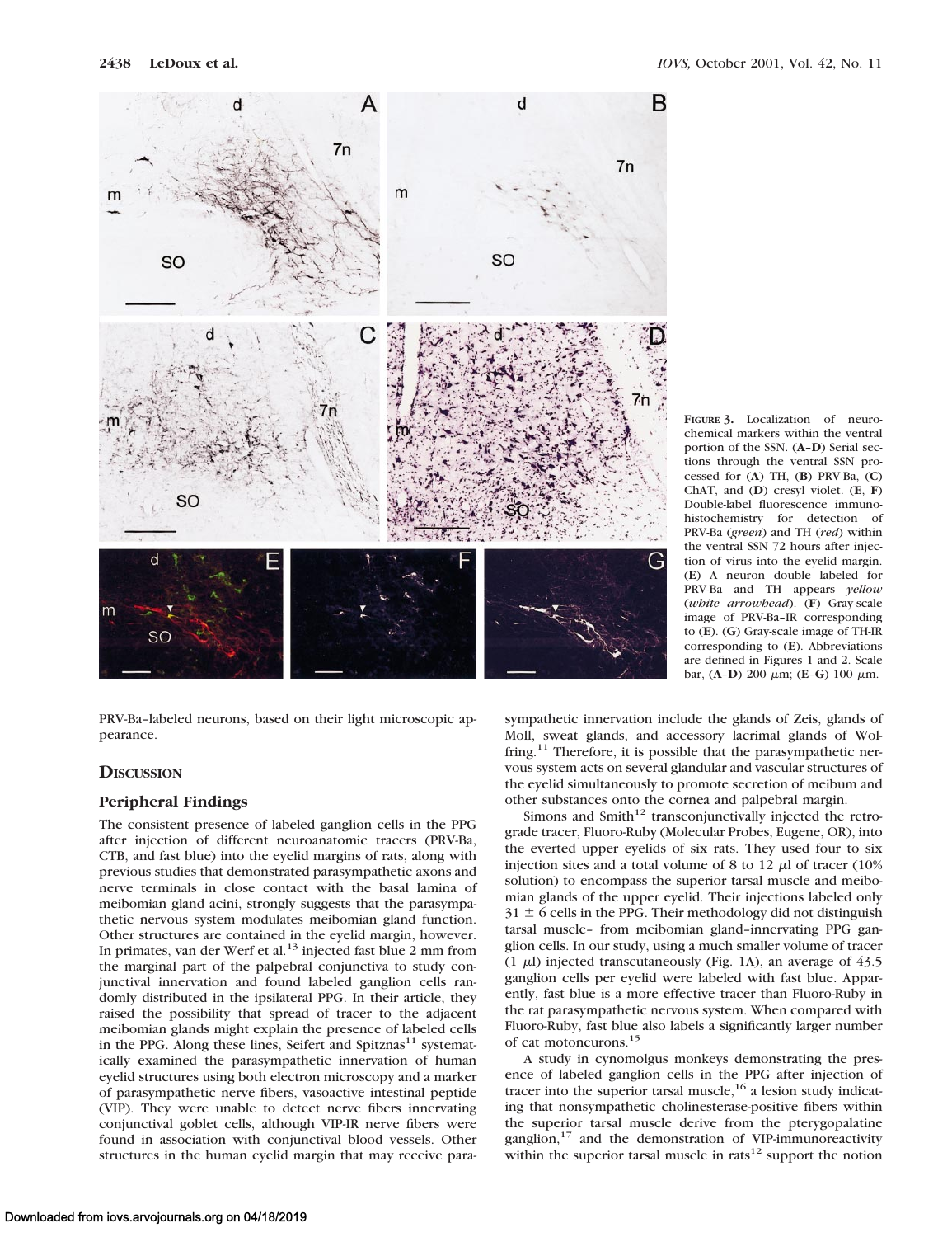**FIGURE 3.** Localization of neurochemical markers within the ventral portion of the SSN. (**A–D**) Serial sections through the ventral SSN processed for (**A**) TH, (**B**) PRV-Ba, (**C**) ChAT, and (**D**) cresyl violet. (**E**, **F**) Double-label fluorescence immunohistochemistry for detection of PRV-Ba (*green*) and TH (*red*) within the ventral SSN 72 hours after injection of virus into the eyelid margin. (**E**) A neuron double labeled for PRV-Ba and TH appears *yellow* (*white arrowhead*). (**F**) Gray-scale image of PRV-Ba–IR corresponding to (**E**). (**G**) Gray-scale image of TH-IR corresponding to (**E**). Abbreviations are defined in Figures 1 and 2. Scale bar, (**A–D**) 200 μm; (**E–G**) 100 μm.

PRV-Ba–labeled neurons, based on their light microscopic appearance.

## DISCUSSION

### Peripheral Findings

The consistent presence of labeled ganglion cells in the PPG after injection of different neuroanatomic tracers (PRV-Ba, CTB, and fast blue) into the eyelid margins of rats, along with previous studies that demonstrated parasympathetic axons and nerve terminals in close contact with the basal lamina of meibomian gland acini, strongly suggests that the parasympathetic nervous system modulates meibomian gland function. Other structures are contained in the eyelid margin, however. In primates, van der Werf et al.[13] injected fast blue 2 mm from the marginal part of the palpebral conjunctiva to study conjunctival innervation and found labeled ganglion cells randomly distributed in the ipsilateral PPG. In their article, they raised the possibility that spread of tracer to the adjacent meibomian glands might explain the presence of labeled cells in the PPG. Along these lines, Seifert and Spitznas[11] systematically examined the parasympathetic innervation of human eyelid structures using both electron microscopy and a marker of parasympathetic nerve fibers, vasoactive intestinal peptide (VIP). They were unable to detect nerve fibers innervating conjunctival goblet cells, although VIP-IR nerve fibers were found in association with conjunctival blood vessels. Other structures in the human eyelid margin that may receive parasympathetic innervation include the glands of Zeis, glands of Moll, sweat glands, and accessory lacrimal glands of Wolfring.[11] Therefore, it is possible that the parasympathetic nervous system acts on several glandular and vascular structures of the eyelid simultaneously to promote secretion of meibum and other substances onto the cornea and palpebral margin.

Simons and Smith[12] transconjunctivally injected the retrograde tracer, Fluoro-Ruby (Molecular Probes, Eugene, OR), into the everted upper eyelids of six rats. They used four to six injection sites and a total volume of 8 to 12 μl of tracer (10% solution) to encompass the superior tarsal muscle and meibomian glands of the upper eyelid. Their injections labeled only $31 \pm 6$ cells in the PPG. Their methodology did not distinguish tarsal muscle– from meibomian gland–innervating PPG ganglion cells. In our study, using a much smaller volume of tracer (1 μl) injected transcutaneously (Fig. 1A), an average of 43.5 ganglion cells per eyelid were labeled with fast blue. Apparently, fast blue is a more effective tracer than Fluoro-Ruby in the rat parasympathetic nervous system. When compared with Fluoro-Ruby, fast blue also labels a significantly larger number of cat motoneurons.[15]

A study in cynomolgus monkeys demonstrating the presence of labeled ganglion cells in the PPG after injection of tracer into the superior tarsal muscle,[16] a lesion study indicating that nonsympathetic cholinesterase-positive fibers within the superior tarsal muscle derive from the pterygopalatine ganglion,[17] and the demonstration of VIP-immunoreactivity within the superior tarsal muscle in rats[12] support the notion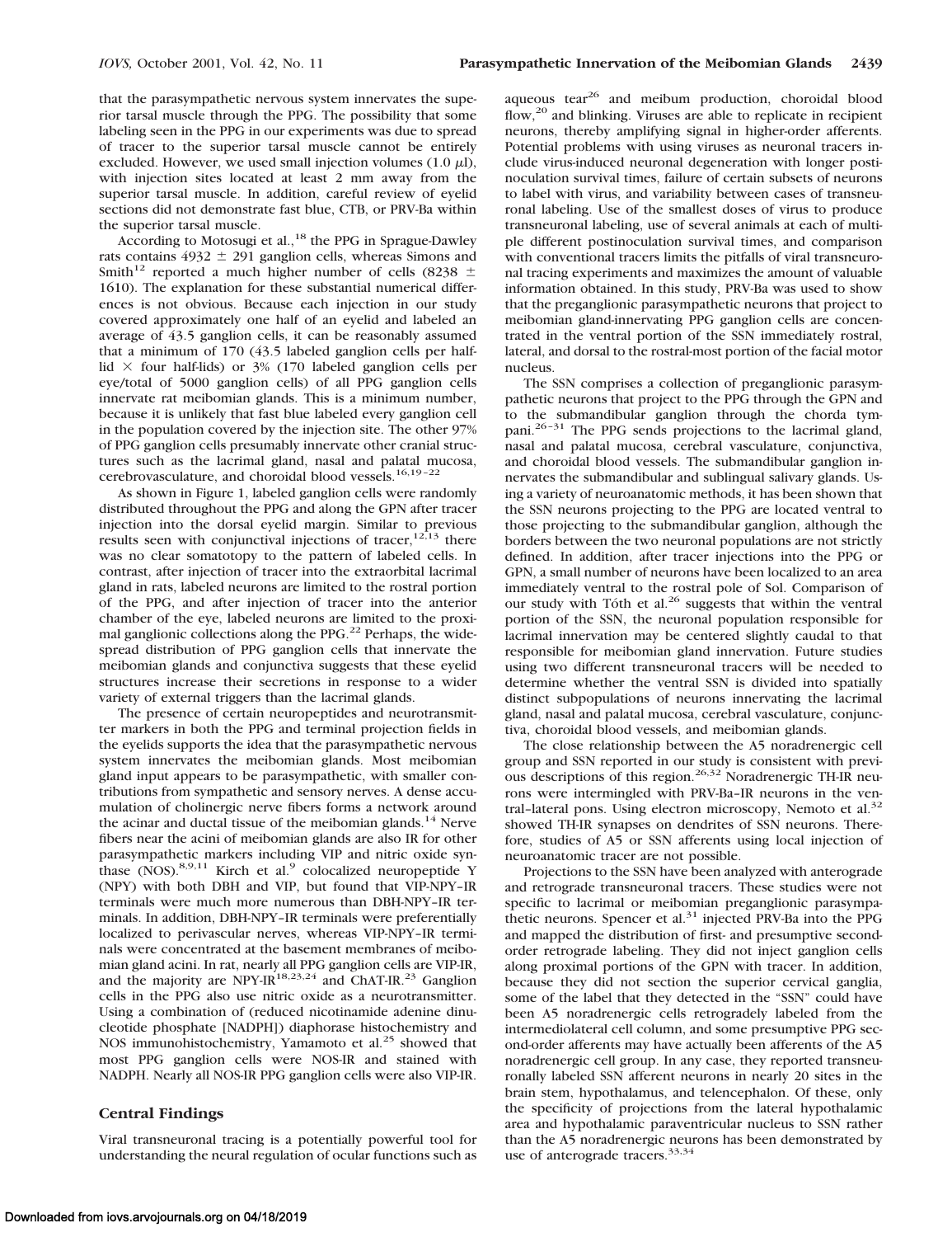that the parasympathetic nervous system innervates the superior tarsal muscle through the PPG. The possibility that some labeling seen in the PPG in our experiments was due to spread of tracer to the superior tarsal muscle cannot be entirely excluded. However, we used small injection volumes (1.0 $\mu$l), with injection sites located at least 2 mm away from the superior tarsal muscle. In addition, careful review of eyelid sections did not demonstrate fast blue, CTB, or PRV-Ba within the superior tarsal muscle.

According to Motosugi et al.,[18] the PPG in Sprague-Dawley rats contains 4932 $\pm$ 291 ganglion cells, whereas Simons and Smith[12] reported a much higher number of cells (8238 $\pm$ 1610). The explanation for these substantial numerical differences is not obvious. Because each injection in our study covered approximately one half of an eyelid and labeled an average of 43.5 ganglion cells, it can be reasonably assumed that a minimum of 170 (43.5 labeled ganglion cells per half-lid $\times$ four half-lids) or 3% (170 labeled ganglion cells per eye/total of 5000 ganglion cells) of all PPG ganglion cells innervate rat meibomian glands. This is a minimum number, because it is unlikely that fast blue labeled every ganglion cell in the population covered by the injection site. The other 97% of PPG ganglion cells presumably innervate other cranial structures such as the lacrimal gland, nasal and palatal mucosa, cerebrovasculature, and choroidal blood vessels.[16,19–22]

As shown in Figure 1, labeled ganglion cells were randomly distributed throughout the PPG and along the GPN after tracer injection into the dorsal eyelid margin. Similar to previous results seen with conjunctival injections of tracer,[12,13] there was no clear somatotopy to the pattern of labeled cells. In contrast, after injection of tracer into the extraorbital lacrimal gland in rats, labeled neurons are limited to the rostral portion of the PPG, and after injection of tracer into the anterior chamber of the eye, labeled neurons are limited to the proximal ganglionic collections along the PPG.[22] Perhaps, the widespread distribution of PPG ganglion cells that innervate the meibomian glands and conjunctiva suggests that these eyelid structures increase their secretions in response to a wider variety of external triggers than the lacrimal glands.

The presence of certain neuropeptides and neurotransmitter markers in both the PPG and terminal projection fields in the eyelids supports the idea that the parasympathetic nervous system innervates the meibomian glands. Most meibomian gland input appears to be parasympathetic, with smaller contributions from sympathetic and sensory nerves. A dense accumulation of cholinergic nerve fibers forms a network around the acinar and ductal tissue of the meibomian glands.[14] Nerve fibers near the acini of meibomian glands are also IR for other parasympathetic markers including VIP and nitric oxide synthase (NOS).[8,9,11] Kirch et al.[9] colocalized neuropeptide Y (NPY) with both DBH and VIP, but found that VIP-NPY–IR terminals were much more numerous than DBH-NPY–IR terminals. In addition, DBH-NPY–IR terminals were preferentially localized to perivascular nerves, whereas VIP-NPY–IR terminals were concentrated at the basement membranes of meibomian gland acini. In rat, nearly all PPG ganglion cells are VIP-IR, and the majority are NPY-IR[18,23,24] and ChAT-IR.[23] Ganglion cells in the PPG also use nitric oxide as a neurotransmitter. Using a combination of (reduced nicotinamide adenine dinucleotide phosphate [NADPH]) diaphorase histochemistry and NOS immunohistochemistry, Yamamoto et al.[25] showed that most PPG ganglion cells were NOS-IR and stained with NADPH. Nearly all NOS-IR PPG ganglion cells were also VIP-IR.

## Central Findings

Viral transneuronal tracing is a potentially powerful tool for understanding the neural regulation of ocular functions such as aqueous tear[26] and meibum production, choroidal blood flow,[20] and blinking. Viruses are able to replicate in recipient neurons, thereby amplifying signal in higher-order afferents. Potential problems with using viruses as neuronal tracers include virus-induced neuronal degeneration with longer postinoculation survival times, failure of certain subsets of neurons to label with virus, and variability between cases of transneuronal labeling. Use of the smallest doses of virus to produce transneuronal labeling, use of several animals at each of multiple different postinoculation survival times, and comparison with conventional tracers limits the pitfalls of viral transneuronal tracing experiments and maximizes the amount of valuable information obtained. In this study, PRV-Ba was used to show that the preganglionic parasympathetic neurons that project to meibomian gland-innervating PPG ganglion cells are concentrated in the ventral portion of the SSN immediately rostral, lateral, and dorsal to the rostral-most portion of the facial motor nucleus.

The SSN comprises a collection of preganglionic parasympathetic neurons that project to the PPG through the GPN and to the submandibular ganglion through the chorda tympani.[26–31] The PPG sends projections to the lacrimal gland, nasal and palatal mucosa, cerebral vasculature, conjunctiva, and choroidal blood vessels. The submandibular ganglion innervates the submandibular and sublingual salivary glands. Using a variety of neuroanatomic methods, it has been shown that the SSN neurons projecting to the PPG are located ventral to those projecting to the submandibular ganglion, although the borders between the two neuronal populations are not strictly defined. In addition, after tracer injections into the PPG or GPN, a small number of neurons have been localized to an area immediately ventral to the rostral pole of Sol. Comparison of our study with Tóth et al.[26] suggests that within the ventral portion of the SSN, the neuronal population responsible for lacrimal innervation may be centered slightly caudal to that responsible for meibomian gland innervation. Future studies using two different transneuronal tracers will be needed to determine whether the ventral SSN is divided into spatially distinct subpopulations of neurons innervating the lacrimal gland, nasal and palatal mucosa, cerebral vasculature, conjunctiva, choroidal blood vessels, and meibomian glands.

The close relationship between the A5 noradrenergic cell group and SSN reported in our study is consistent with previous descriptions of this region.[26,32] Noradrenergic TH-IR neurons were intermingled with PRV-Ba–IR neurons in the ventral–lateral pons. Using electron microscopy, Nemoto et al.[32] showed TH-IR synapses on dendrites of SSN neurons. Therefore, studies of A5 or SSN afferents using local injection of neuroanatomic tracer are not possible.

Projections to the SSN have been analyzed with anterograde and retrograde transneuronal tracers. These studies were not specific to lacrimal or meibomian preganglionic parasympathetic neurons. Spencer et al.[31] injected PRV-Ba into the PPG and mapped the distribution of first- and presumptive second-order retrograde labeling. They did not inject ganglion cells along proximal portions of the GPN with tracer. In addition, because they did not section the superior cervical ganglia, some of the label that they detected in the "SSN" could have been A5 noradrenergic cells retrogradely labeled from the intermediolateral cell column, and some presumptive PPG second-order afferents may have actually been afferents of the A5 noradrenergic cell group. In any case, they reported transneuronally labeled SSN afferent neurons in nearly 20 sites in the brain stem, hypothalamus, and telencephalon. Of these, only the specificity of projections from the lateral hypothalamic area and hypothalamic paraventricular nucleus to SSN rather than the A5 noradrenergic neurons has been demonstrated by use of anterograde tracers.[33,34]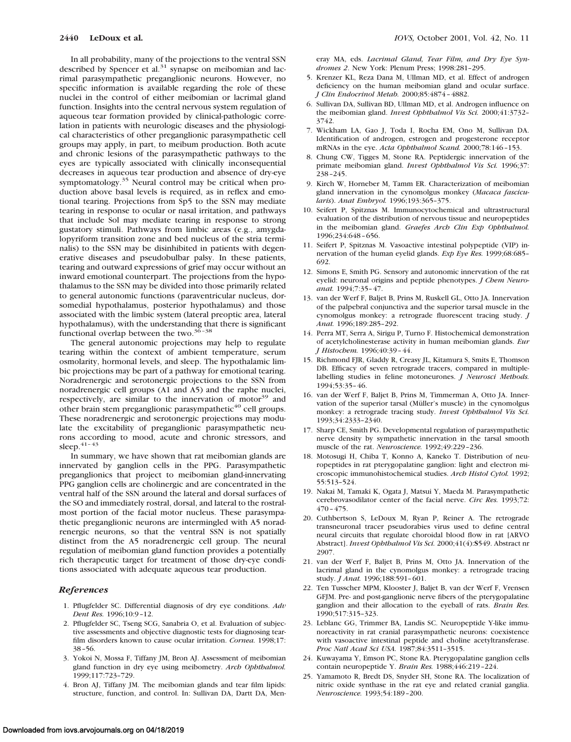In all probability, many of the projections to the ventral SSN described by Spencer et al.[31] synapse on meibomian and lacrimal parasympathetic preganglionic neurons. However, no specific information is available regarding the role of these nuclei in the control of either meibomian or lacrimal gland function. Insights into the central nervous system regulation of aqueous tear formation provided by clinical-pathologic correlation in patients with neurologic diseases and the physiological characteristics of other preganglionic parasympathetic cell groups may apply, in part, to meibum production. Both acute and chronic lesions of the parasympathetic pathways to the eyes are typically associated with clinically inconsequential decreases in aqueous tear production and absence of dry-eye symptomatology.[35] Neural control may be critical when production above basal levels is required, as in reflex and emotional tearing. Projections from Sp5 to the SSN may mediate tearing in response to ocular or nasal irritation, and pathways that include Sol may mediate tearing in response to strong gustatory stimuli. Pathways from limbic areas (e.g., amygdalopyriform transition zone and bed nucleus of the stria terminalis) to the SSN may be disinhibited in patients with degenerative diseases and pseudobulbar palsy. In these patients, tearing and outward expressions of grief may occur without an inward emotional counterpart. The projections from the hypothalamus to the SSN may be divided into those primarily related to general autonomic functions (paraventricular nucleus, dorsomedial hypothalamus, posterior hypothalamus) and those associated with the limbic system (lateral preoptic area, lateral hypothalamus), with the understanding that there is significant functional overlap between the two.[36–38]

The general autonomic projections may help to regulate tearing within the context of ambient temperature, serum osmolarity, hormonal levels, and sleep. The hypothalamic limbic projections may be part of a pathway for emotional tearing. Noradrenergic and serotonergic projections to the SSN from noradrenergic cell groups (A1 and A5) and the raphe nuclei, respectively, are similar to the innervation of motor[39] and other brain stem preganglionic parasympathetic[40] cell groups. These noradrenergic and serotonergic projections may modulate the excitability of preganglionic parasympathetic neurons according to mood, acute and chronic stressors, and sleep.[41–43]

In summary, we have shown that rat meibomian glands are innervated by ganglion cells in the PPG. Parasympathetic preganglionics that project to meibomian gland-innervating PPG ganglion cells are cholinergic and are concentrated in the ventral half of the SSN around the lateral and dorsal surfaces of the SO and immediately rostral, dorsal, and lateral to the rostralmost portion of the facial motor nucleus. These parasympathetic preganglionic neurons are intermingled with A5 noradrenergic neurons, so that the ventral SSN is not spatially distinct from the A5 noradrenergic cell group. The neural regulation of meibomian gland function provides a potentially rich therapeutic target for treatment of those dry-eye conditions associated with adequate aqueous tear production.

## References

1. Pflugfelder SC. Differential diagnosis of dry eye conditions. *Adv Dent Res.* 1996;10:9–12.
2. Pflugfelder SC, Tseng SCG, Sanabria O, et al. Evaluation of subjective assessments and objective diagnostic tests for diagnosing tear-film disorders known to cause ocular irritation. *Cornea.* 1998;17:38–56.
3. Yokoi N, Mossa F, Tiffany JM, Bron AJ. Assessment of meibomian gland function in dry eye using meibometry. *Arch Ophthalmol.* 1999;117:723–729.
4. Bron AJ, Tiffany JM. The meibomian glands and tear film lipids: structure, function, and control. In: Sullivan DA, Dartt DA, Meneray MA, eds. *Lacrimal Gland, Tear Film, and Dry Eye Syndromes 2*. New York: Plenum Press; 1998:281–295.
5. Krenzer KL, Reza Dana M, Ullman MD, et al. Effect of androgen deficiency on the human meibomian gland and ocular surface. *J Clin Endocrinol Metab.* 2000;85:4874–4882.
6. Sullivan DA, Sullivan BD, Ullman MD, et al. Androgen influence on the meibomian gland. *Invest Ophthalmol Vis Sci.* 2000;41:3732–3742.
7. Wickham LA, Gao J, Toda I, Rocha EM, Ono M, Sullivan DA. Identification of androgen, estrogen and progesterone receptor mRNAs in the eye. *Acta Ophthalmol Scand.* 2000;78:146–153.
8. Chung CW, Tigges M, Stone RA. Peptidergic innervation of the primate meibomian gland. *Invest Ophthalmol Vis Sci.* 1996;37:238–245.
9. Kirch W, Horneber M, Tamm ER. Characterization of meibomian gland innervation in the cynomolgus monkey (*Macaca fascicularis*). *Anat Embryol.* 1996;193:365–375.
10. Seifert P, Spitznas M. Immunocytochemical and ultrastructural evaluation of the distribution of nervous tissue and neuropeptides in the meibomian gland. *Graefes Arch Clin Exp Ophthalmol.* 1996;234:648–656.
11. Seifert P, Spitznas M. Vasoactive intestinal polypeptide (VIP) innervation of the human eyelid glands. *Exp Eye Res.* 1999;68:685–692.
12. Simons E, Smith PG. Sensory and autonomic innervation of the rat eyelid: neuronal origins and peptide phenotypes. *J Chem Neuroanat.* 1994;7:35–47.
13. van der Werf F, Baljet B, Prins M, Ruskell GL, Otto JA. Innervation of the palpebral conjunctiva and the superior tarsal muscle in the cynomolgus monkey: a retrograde fluorescent tracing study. *J Anat.* 1996;189:285–292.
14. Perra MT, Serra A, Sirigu P, Turno F. Histochemical demonstration of acetylcholinesterase activity in human meibomian glands. *Eur J Histochem.* 1996;40:39–44.
15. Richmond FJR, Gladdy R, Creasy JL, Kitamura S, Smits E, Thomson DB. Efficacy of seven retrograde tracers, compared in multiple-labelling studies in feline motoneurones. *J Neurosci Methods.* 1994;53:35–46.
16. van der Werf F, Baljet B, Prins M, Timmerman A, Otto JA. Innervation of the superior tarsal (Müller's muscle) in the cynomolgus monkey: a retrograde tracing study. *Invest Ophthalmol Vis Sci.* 1993;34:2333–2340.
17. Sharp CE, Smith PG. Developmental regulation of parasympathetic nerve density by sympathetic innervation in the tarsal smooth muscle of the rat. *Neuroscience.* 1992;49:229–236.
18. Motosugi H, Chiba T, Konno A, Kaneko T. Distribution of neuropeptides in rat pterygopalatine ganglion: light and electron microscopic immunohistochemical studies. *Arch Histol Cytol.* 1992;55:513–524.
19. Nakai M, Tamaki K, Ogata J, Matsui Y, Maeda M. Parasympathetic cerebrovasodilator center of the facial nerve. *Circ Res.* 1993;72:470–475.
20. Cuthbertson S, LeDoux M, Ryan P, Reiner A. The retrograde transneuronal tracer pseudorabies virus used to define central neural circuits that regulate choroidal blood flow in rat [ARVO Abstract]. *Invest Ophthalmol Vis Sci.* 2000;41(4):S549. Abstract nr 2907.
21. van der Werf F, Baljet B, Prins M, Otto JA. Innervation of the lacrimal gland in the cynomolgus monkey: a retrograde tracing study. *J Anat.* 1996;188:591–601.
22. Ten Tusscher MPM, Klooster J, Baljet B, van der Werf F, Vrensen GFJM. Pre- and post-ganglionic nerve fibers of the pterygopalatine ganglion and their allocation to the eyeball of rats. *Brain Res.* 1990;517:315–323.
23. Leblanc GG, Trimmer BA, Landis SC. Neuropeptide Y-like immunoreactivity in rat cranial parasympathetic neurons: coexistence with vasoactive intestinal peptide and choline acetyltransferase. *Proc Natl Acad Sci USA.* 1987;84:3511–3515.
24. Kuwayama Y, Emson PC, Stone RA. Pterygopalatine ganglion cells contain neuropeptide Y. *Brain Res.* 1988;446:219–224.
25. Yamamoto R, Bredt DS, Snyder SH, Stone RA. The localization of nitric oxide synthase in the rat eye and related cranial ganglia. *Neuroscience.* 1993;54:189–200.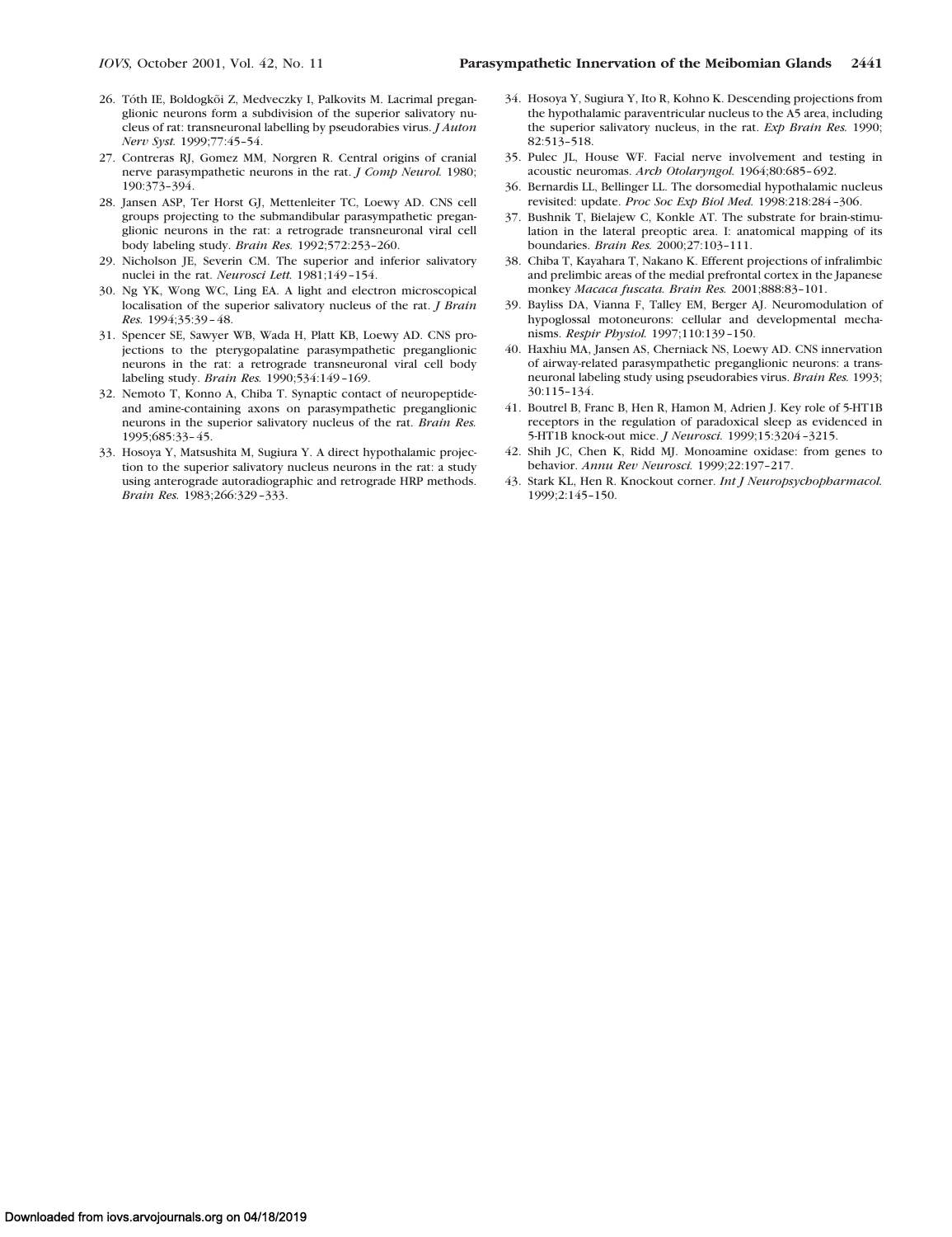26. Tóth IE, Boldogkői Z, Medveczky I, Palkovits M. Lacrimal preganglionic neurons form a subdivision of the superior salivatory nucleus of rat: transneuronal labelling by pseudorabies virus. *J Auton Nerv Syst.* 1999;77:45–54.
27. Contreras RJ, Gomez MM, Norgren R. Central origins of cranial nerve parasympathetic neurons in the rat. *J Comp Neurol.* 1980; 190:373–394.
28. Jansen ASP, Ter Horst GJ, Mettenleiter TC, Loewy AD. CNS cell groups projecting to the submandibular parasympathetic preganglionic neurons in the rat: a retrograde transneuronal viral cell body labeling study. *Brain Res.* 1992;572:253–260.
29. Nicholson JE, Severin CM. The superior and inferior salivatory nuclei in the rat. *Neurosci Lett.* 1981;149–154.
30. Ng YK, Wong WC, Ling EA. A light and electron microscopical localisation of the superior salivatory nucleus of the rat. *J Brain Res.* 1994;35:39–48.
31. Spencer SE, Sawyer WB, Wada H, Platt KB, Loewy AD. CNS projections to the pterygopalatine parasympathetic preganglionic neurons in the rat: a retrograde transneuronal viral cell body labeling study. *Brain Res.* 1990;534:149–169.
32. Nemoto T, Konno A, Chiba T. Synaptic contact of neuropeptide- and amine-containing axons on parasympathetic preganglionic neurons in the superior salivatory nucleus of the rat. *Brain Res.* 1995;685:33–45.
33. Hosoya Y, Matsushita M, Sugiura Y. A direct hypothalamic projection to the superior salivatory nucleus neurons in the rat: a study using anterograde autoradiographic and retrograde HRP methods. *Brain Res.* 1983;266:329–333.
34. Hosoya Y, Sugiura Y, Ito R, Kohno K. Descending projections from the hypothalamic paraventricular nucleus to the A5 area, including the superior salivatory nucleus, in the rat. *Exp Brain Res.* 1990; 82:513–518.
35. Pulec JL, House WF. Facial nerve involvement and testing in acoustic neuromas. *Arch Otolaryngol.* 1964;80:685–692.
36. Bernardis LL, Bellinger LL. The dorsomedial hypothalamic nucleus revisited: update. *Proc Soc Exp Biol Med.* 1998:218:284–306.
37. Bushnik T, Bielajew C, Konkle AT. The substrate for brain-stimulation in the lateral preoptic area. I: anatomical mapping of its boundaries. *Brain Res.* 2000;27:103–111.
38. Chiba T, Kayahara T, Nakano K. Efferent projections of infralimbic and prelimbic areas of the medial prefrontal cortex in the Japanese monkey *Macaca fuscata. Brain Res.* 2001;888:83–101.
39. Bayliss DA, Vianna F, Talley EM, Berger AJ. Neuromodulation of hypoglossal motoneurons: cellular and developmental mechanisms. *Respir Physiol.* 1997;110:139–150.
40. Haxhiu MA, Jansen AS, Cherniack NS, Loewy AD. CNS innervation of airway-related parasympathetic preganglionic neurons: a transneuronal labeling study using pseudorabies virus. *Brain Res.* 1993; 30:115–134.
41. Boutrel B, Franc B, Hen R, Hamon M, Adrien J. Key role of 5-HT1B receptors in the regulation of paradoxical sleep as evidenced in 5-HT1B knock-out mice. *J Neurosci.* 1999;15:3204–3215.
42. Shih JC, Chen K, Ridd MJ. Monoamine oxidase: from genes to behavior. *Annu Rev Neurosci.* 1999;22:197–217.
43. Stark KL, Hen R. Knockout corner. *Int J Neuropsychopharmacol.* 1999;2:145–150.